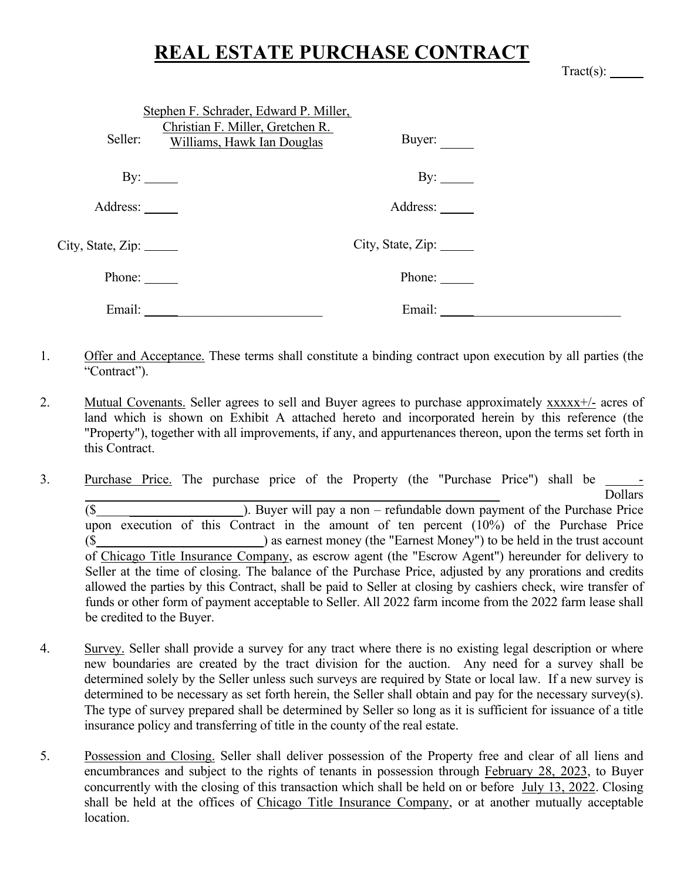# REAL ESTATE PURCHASE CONTRACT

Tract(s): \_\_\_\_\_

| | | | |
|---|---|---|---|
| Seller: | Stephen F. Schrader, Edward P. Miller, Christian F. Miller, Gretchen R. Williams, Hawk Ian Douglas | Buyer: | \_\_\_\_\_ |
| By: | \_\_\_\_\_ | By: | \_\_\_\_\_ |
| Address: | \_\_\_\_\_ | Address: | \_\_\_\_\_ |
| City, State, Zip: | \_\_\_\_\_ | City, State, Zip: | \_\_\_\_\_ |
| Phone: | \_\_\_\_\_ | Phone: | \_\_\_\_\_ |
| Email: | \_\_\_\_\_ | Email: | \_\_\_\_\_ |

1. Offer and Acceptance. These terms shall constitute a binding contract upon execution by all parties (the "Contract").

2. Mutual Covenants. Seller agrees to sell and Buyer agrees to purchase approximately xxxxx+/- acres of land which is shown on Exhibit A attached hereto and incorporated herein by this reference (the "Property"), together with all improvements, if any, and appurtenances thereon, upon the terms set forth in this Contract.

3. Purchase Price. The purchase price of the Property (the "Purchase Price") shall be \_\_\_\_\_- \_\_\_\_\_\_\_\_\_\_\_\_\_\_\_\_\_\_\_\_\_\_\_\_\_\_\_\_\_\_ Dollars ($\_\_\_\_\_\_\_\_\_\_\_\_\_\_\_\_\_\_\_\_\_\_\_). Buyer will pay a non – refundable down payment of the Purchase Price upon execution of this Contract in the amount of ten percent (10%) of the Purchase Price ($\_\_\_\_\_\_\_\_\_\_\_\_\_\_\_\_\_\_\_\_\_\_\_) as earnest money (the "Earnest Money") to be held in the trust account of Chicago Title Insurance Company, as escrow agent (the "Escrow Agent") hereunder for delivery to Seller at the time of closing. The balance of the Purchase Price, adjusted by any prorations and credits allowed the parties by this Contract, shall be paid to Seller at closing by cashiers check, wire transfer of funds or other form of payment acceptable to Seller. All 2022 farm income from the 2022 farm lease shall be credited to the Buyer.

4. Survey. Seller shall provide a survey for any tract where there is no existing legal description or where new boundaries are created by the tract division for the auction. Any need for a survey shall be determined solely by the Seller unless such surveys are required by State or local law. If a new survey is determined to be necessary as set forth herein, the Seller shall obtain and pay for the necessary survey(s). The type of survey prepared shall be determined by Seller so long as it is sufficient for issuance of a title insurance policy and transferring of title in the county of the real estate.

5. Possession and Closing. Seller shall deliver possession of the Property free and clear of all liens and encumbrances and subject to the rights of tenants in possession through February 28, 2023, to Buyer concurrently with the closing of this transaction which shall be held on or before July 13, 2022. Closing shall be held at the offices of Chicago Title Insurance Company, or at another mutually acceptable location.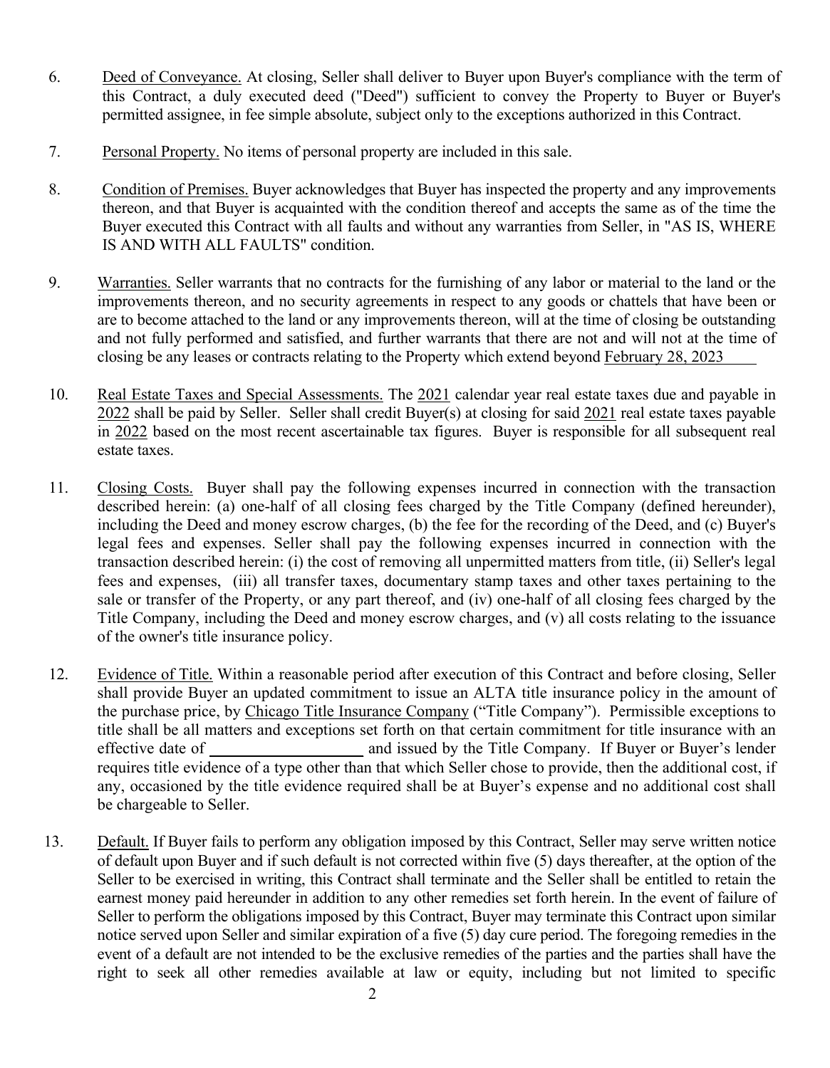6. Deed of Conveyance. At closing, Seller shall deliver to Buyer upon Buyer's compliance with the term of this Contract, a duly executed deed ("Deed") sufficient to convey the Property to Buyer or Buyer's permitted assignee, in fee simple absolute, subject only to the exceptions authorized in this Contract.

7. Personal Property. No items of personal property are included in this sale.

8. Condition of Premises. Buyer acknowledges that Buyer has inspected the property and any improvements thereon, and that Buyer is acquainted with the condition thereof and accepts the same as of the time the Buyer executed this Contract with all faults and without any warranties from Seller, in "AS IS, WHERE IS AND WITH ALL FAULTS" condition.

9. Warranties. Seller warrants that no contracts for the furnishing of any labor or material to the land or the improvements thereon, and no security agreements in respect to any goods or chattels that have been or are to become attached to the land or any improvements thereon, will at the time of closing be outstanding and not fully performed and satisfied, and further warrants that there are not and will not at the time of closing be any leases or contracts relating to the Property which extend beyond February 28, 2023

10. Real Estate Taxes and Special Assessments. The 2021 calendar year real estate taxes due and payable in 2022 shall be paid by Seller. Seller shall credit Buyer(s) at closing for said 2021 real estate taxes payable in 2022 based on the most recent ascertainable tax figures. Buyer is responsible for all subsequent real estate taxes.

11. Closing Costs. Buyer shall pay the following expenses incurred in connection with the transaction described herein: (a) one-half of all closing fees charged by the Title Company (defined hereunder), including the Deed and money escrow charges, (b) the fee for the recording of the Deed, and (c) Buyer's legal fees and expenses. Seller shall pay the following expenses incurred in connection with the transaction described herein: (i) the cost of removing all unpermitted matters from title, (ii) Seller's legal fees and expenses, (iii) all transfer taxes, documentary stamp taxes and other taxes pertaining to the sale or transfer of the Property, or any part thereof, and (iv) one-half of all closing fees charged by the Title Company, including the Deed and money escrow charges, and (v) all costs relating to the issuance of the owner's title insurance policy.

12. Evidence of Title. Within a reasonable period after execution of this Contract and before closing, Seller shall provide Buyer an updated commitment to issue an ALTA title insurance policy in the amount of the purchase price, by Chicago Title Insurance Company ("Title Company"). Permissible exceptions to title shall be all matters and exceptions set forth on that certain commitment for title insurance with an effective date of ____________________ and issued by the Title Company. If Buyer or Buyer's lender requires title evidence of a type other than that which Seller chose to provide, then the additional cost, if any, occasioned by the title evidence required shall be at Buyer's expense and no additional cost shall be chargeable to Seller.

13. Default. If Buyer fails to perform any obligation imposed by this Contract, Seller may serve written notice of default upon Buyer and if such default is not corrected within five (5) days thereafter, at the option of the Seller to be exercised in writing, this Contract shall terminate and the Seller shall be entitled to retain the earnest money paid hereunder in addition to any other remedies set forth herein. In the event of failure of Seller to perform the obligations imposed by this Contract, Buyer may terminate this Contract upon similar notice served upon Seller and similar expiration of a five (5) day cure period. The foregoing remedies in the event of a default are not intended to be the exclusive remedies of the parties and the parties shall have the right to seek all other remedies available at law or equity, including but not limited to specific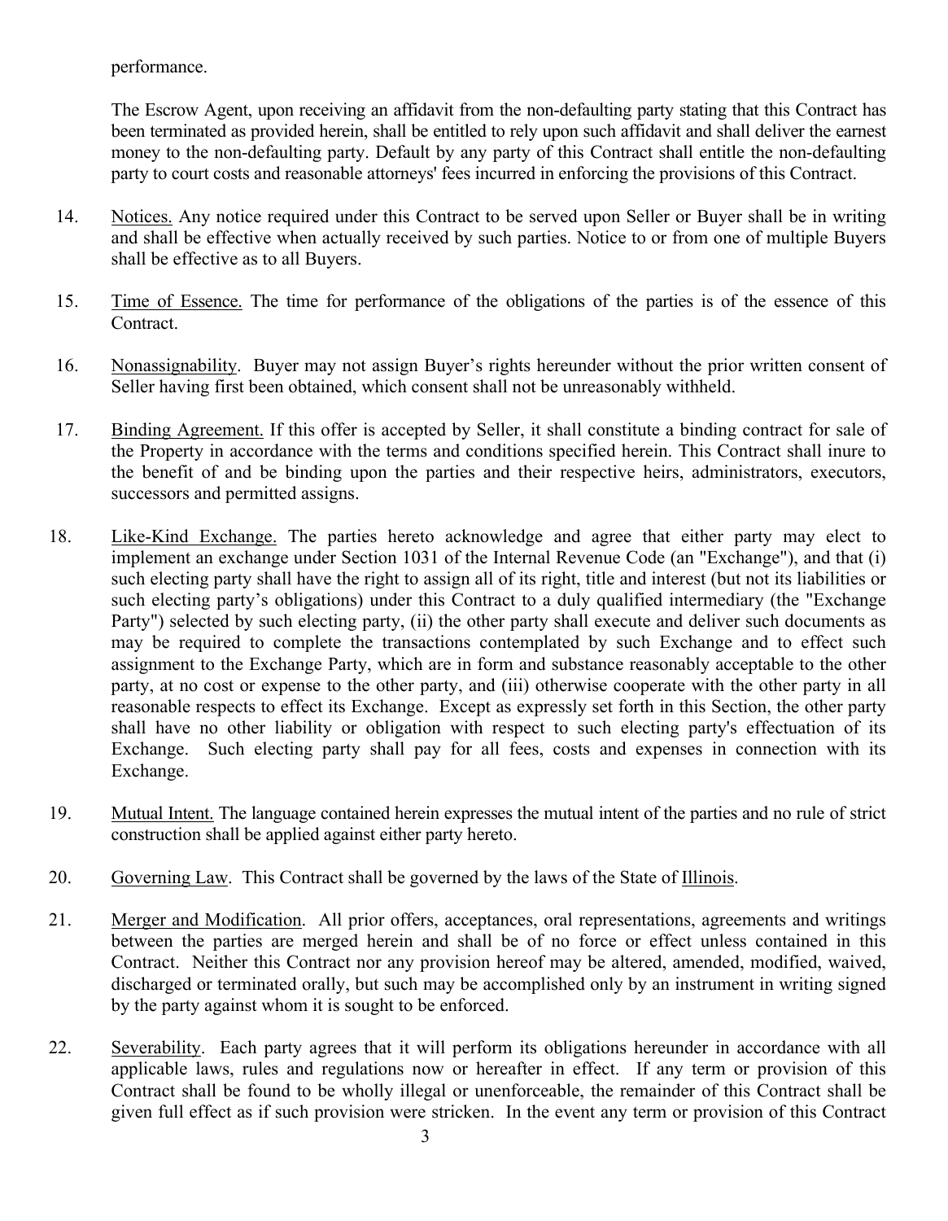performance.

The Escrow Agent, upon receiving an affidavit from the non-defaulting party stating that this Contract has been terminated as provided herein, shall be entitled to rely upon such affidavit and shall deliver the earnest money to the non-defaulting party. Default by any party of this Contract shall entitle the non-defaulting party to court costs and reasonable attorneys' fees incurred in enforcing the provisions of this Contract.

14. Notices. Any notice required under this Contract to be served upon Seller or Buyer shall be in writing and shall be effective when actually received by such parties. Notice to or from one of multiple Buyers shall be effective as to all Buyers.

15. Time of Essence. The time for performance of the obligations of the parties is of the essence of this Contract.

16. Nonassignability. Buyer may not assign Buyer's rights hereunder without the prior written consent of Seller having first been obtained, which consent shall not be unreasonably withheld.

17. Binding Agreement. If this offer is accepted by Seller, it shall constitute a binding contract for sale of the Property in accordance with the terms and conditions specified herein. This Contract shall inure to the benefit of and be binding upon the parties and their respective heirs, administrators, executors, successors and permitted assigns.

18. Like-Kind Exchange. The parties hereto acknowledge and agree that either party may elect to implement an exchange under Section 1031 of the Internal Revenue Code (an "Exchange"), and that (i) such electing party shall have the right to assign all of its right, title and interest (but not its liabilities or such electing party's obligations) under this Contract to a duly qualified intermediary (the "Exchange Party") selected by such electing party, (ii) the other party shall execute and deliver such documents as may be required to complete the transactions contemplated by such Exchange and to effect such assignment to the Exchange Party, which are in form and substance reasonably acceptable to the other party, at no cost or expense to the other party, and (iii) otherwise cooperate with the other party in all reasonable respects to effect its Exchange. Except as expressly set forth in this Section, the other party shall have no other liability or obligation with respect to such electing party's effectuation of its Exchange. Such electing party shall pay for all fees, costs and expenses in connection with its Exchange.

19. Mutual Intent. The language contained herein expresses the mutual intent of the parties and no rule of strict construction shall be applied against either party hereto.

20. Governing Law. This Contract shall be governed by the laws of the State of Illinois.

21. Merger and Modification. All prior offers, acceptances, oral representations, agreements and writings between the parties are merged herein and shall be of no force or effect unless contained in this Contract. Neither this Contract nor any provision hereof may be altered, amended, modified, waived, discharged or terminated orally, but such may be accomplished only by an instrument in writing signed by the party against whom it is sought to be enforced.

22. Severability. Each party agrees that it will perform its obligations hereunder in accordance with all applicable laws, rules and regulations now or hereafter in effect. If any term or provision of this Contract shall be found to be wholly illegal or unenforceable, the remainder of this Contract shall be given full effect as if such provision were stricken. In the event any term or provision of this Contract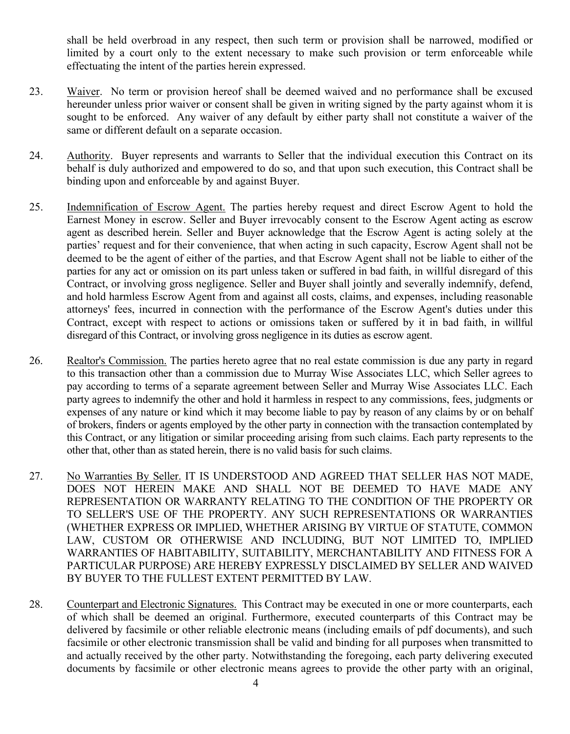shall be held overbroad in any respect, then such term or provision shall be narrowed, modified or limited by a court only to the extent necessary to make such provision or term enforceable while effectuating the intent of the parties herein expressed.

23. Waiver. No term or provision hereof shall be deemed waived and no performance shall be excused hereunder unless prior waiver or consent shall be given in writing signed by the party against whom it is sought to be enforced. Any waiver of any default by either party shall not constitute a waiver of the same or different default on a separate occasion.

24. Authority. Buyer represents and warrants to Seller that the individual execution this Contract on its behalf is duly authorized and empowered to do so, and that upon such execution, this Contract shall be binding upon and enforceable by and against Buyer.

25. Indemnification of Escrow Agent. The parties hereby request and direct Escrow Agent to hold the Earnest Money in escrow. Seller and Buyer irrevocably consent to the Escrow Agent acting as escrow agent as described herein. Seller and Buyer acknowledge that the Escrow Agent is acting solely at the parties' request and for their convenience, that when acting in such capacity, Escrow Agent shall not be deemed to be the agent of either of the parties, and that Escrow Agent shall not be liable to either of the parties for any act or omission on its part unless taken or suffered in bad faith, in willful disregard of this Contract, or involving gross negligence. Seller and Buyer shall jointly and severally indemnify, defend, and hold harmless Escrow Agent from and against all costs, claims, and expenses, including reasonable attorneys' fees, incurred in connection with the performance of the Escrow Agent's duties under this Contract, except with respect to actions or omissions taken or suffered by it in bad faith, in willful disregard of this Contract, or involving gross negligence in its duties as escrow agent.

26. Realtor's Commission. The parties hereto agree that no real estate commission is due any party in regard to this transaction other than a commission due to Murray Wise Associates LLC, which Seller agrees to pay according to terms of a separate agreement between Seller and Murray Wise Associates LLC. Each party agrees to indemnify the other and hold it harmless in respect to any commissions, fees, judgments or expenses of any nature or kind which it may become liable to pay by reason of any claims by or on behalf of brokers, finders or agents employed by the other party in connection with the transaction contemplated by this Contract, or any litigation or similar proceeding arising from such claims. Each party represents to the other that, other than as stated herein, there is no valid basis for such claims.

27. No Warranties By Seller. IT IS UNDERSTOOD AND AGREED THAT SELLER HAS NOT MADE, DOES NOT HEREIN MAKE AND SHALL NOT BE DEEMED TO HAVE MADE ANY REPRESENTATION OR WARRANTY RELATING TO THE CONDITION OF THE PROPERTY OR TO SELLER'S USE OF THE PROPERTY. ANY SUCH REPRESENTATIONS OR WARRANTIES (WHETHER EXPRESS OR IMPLIED, WHETHER ARISING BY VIRTUE OF STATUTE, COMMON LAW, CUSTOM OR OTHERWISE AND INCLUDING, BUT NOT LIMITED TO, IMPLIED WARRANTIES OF HABITABILITY, SUITABILITY, MERCHANTABILITY AND FITNESS FOR A PARTICULAR PURPOSE) ARE HEREBY EXPRESSLY DISCLAIMED BY SELLER AND WAIVED BY BUYER TO THE FULLEST EXTENT PERMITTED BY LAW.

28. Counterpart and Electronic Signatures. This Contract may be executed in one or more counterparts, each of which shall be deemed an original. Furthermore, executed counterparts of this Contract may be delivered by facsimile or other reliable electronic means (including emails of pdf documents), and such facsimile or other electronic transmission shall be valid and binding for all purposes when transmitted to and actually received by the other party. Notwithstanding the foregoing, each party delivering executed documents by facsimile or other electronic means agrees to provide the other party with an original,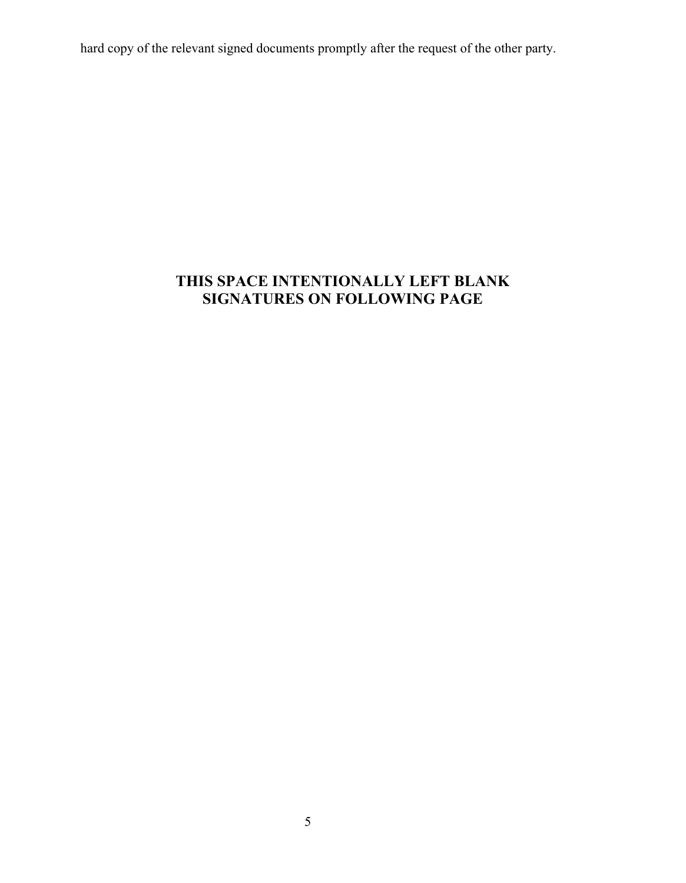hard copy of the relevant signed documents promptly after the request of the other party.

**THIS SPACE INTENTIONALLY LEFT BLANK**
**SIGNATURES ON FOLLOWING PAGE**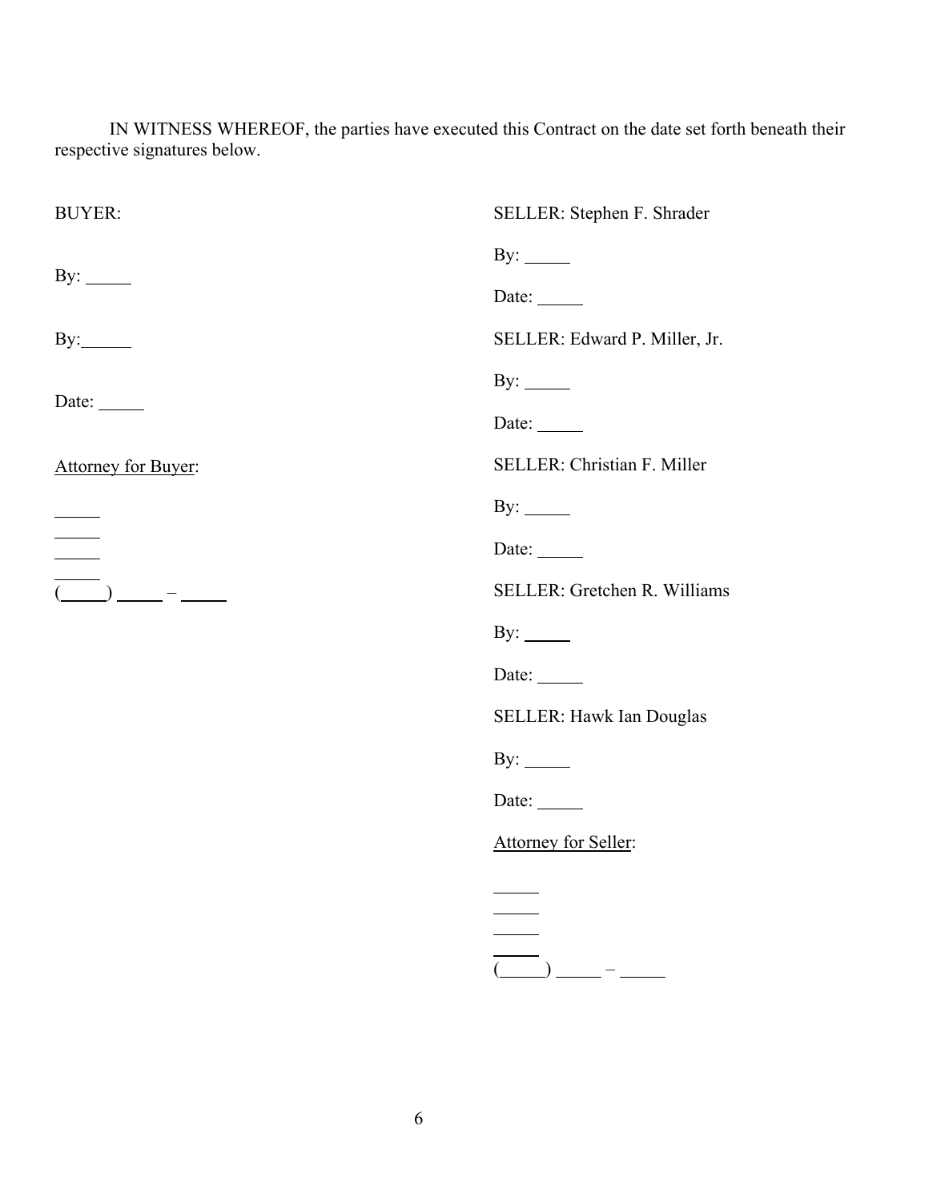IN WITNESS WHEREOF, the parties have executed this Contract on the date set forth beneath their respective signatures below.

BUYER:

By: _____

By: _____

Date: _____

Attorney for Buyer:

_____
_____
_____
_____
(_____) _____ – _____

SELLER: Stephen F. Shrader

By: _____

Date: _____

SELLER: Edward P. Miller, Jr.

By: _____

Date: _____

SELLER: Christian F. Miller

By: _____

Date: _____

SELLER: Gretchen R. Williams

By: _____

Date: _____

SELLER: Hawk Ian Douglas

By: _____

Date: _____

Attorney for Seller:

_____
_____
_____
_____
(_____) _____ – _____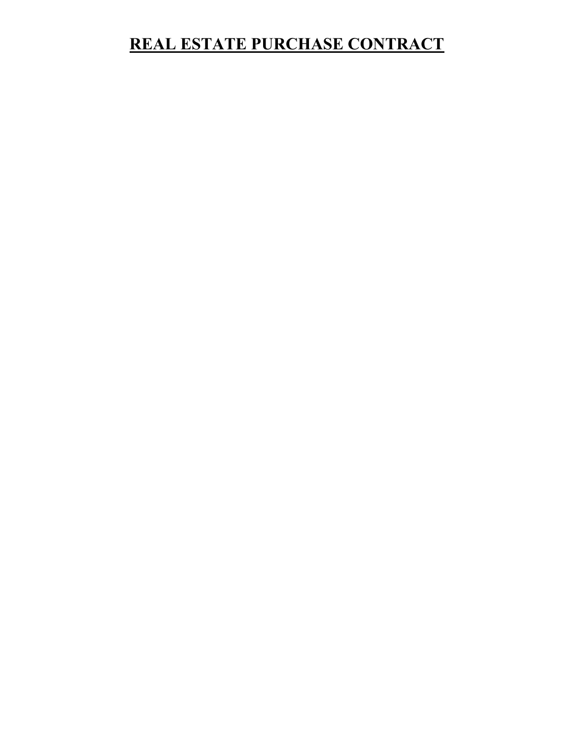# **REAL ESTATE PURCHASE CONTRACT**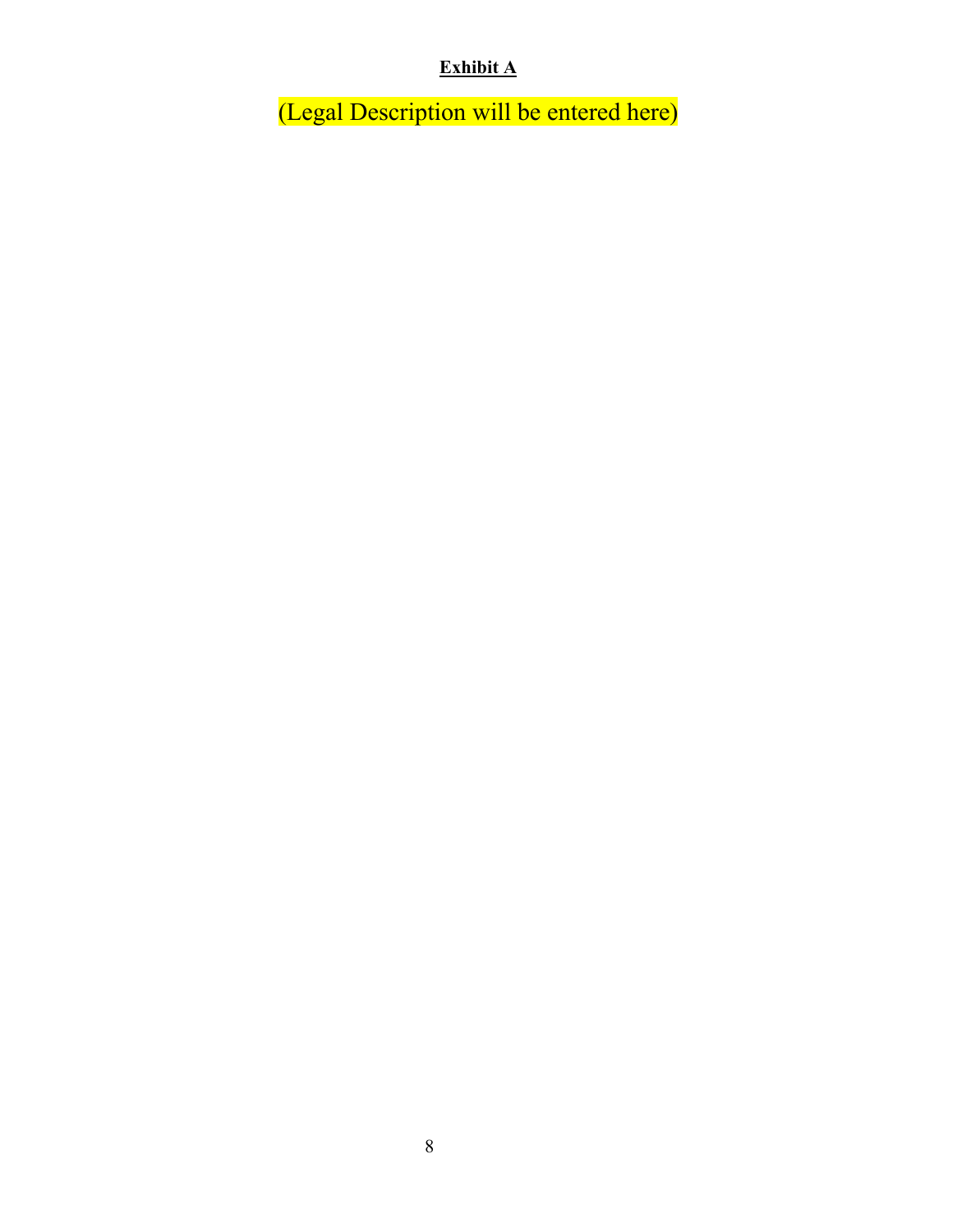**Exhibit A**

(Legal Description will be entered here)